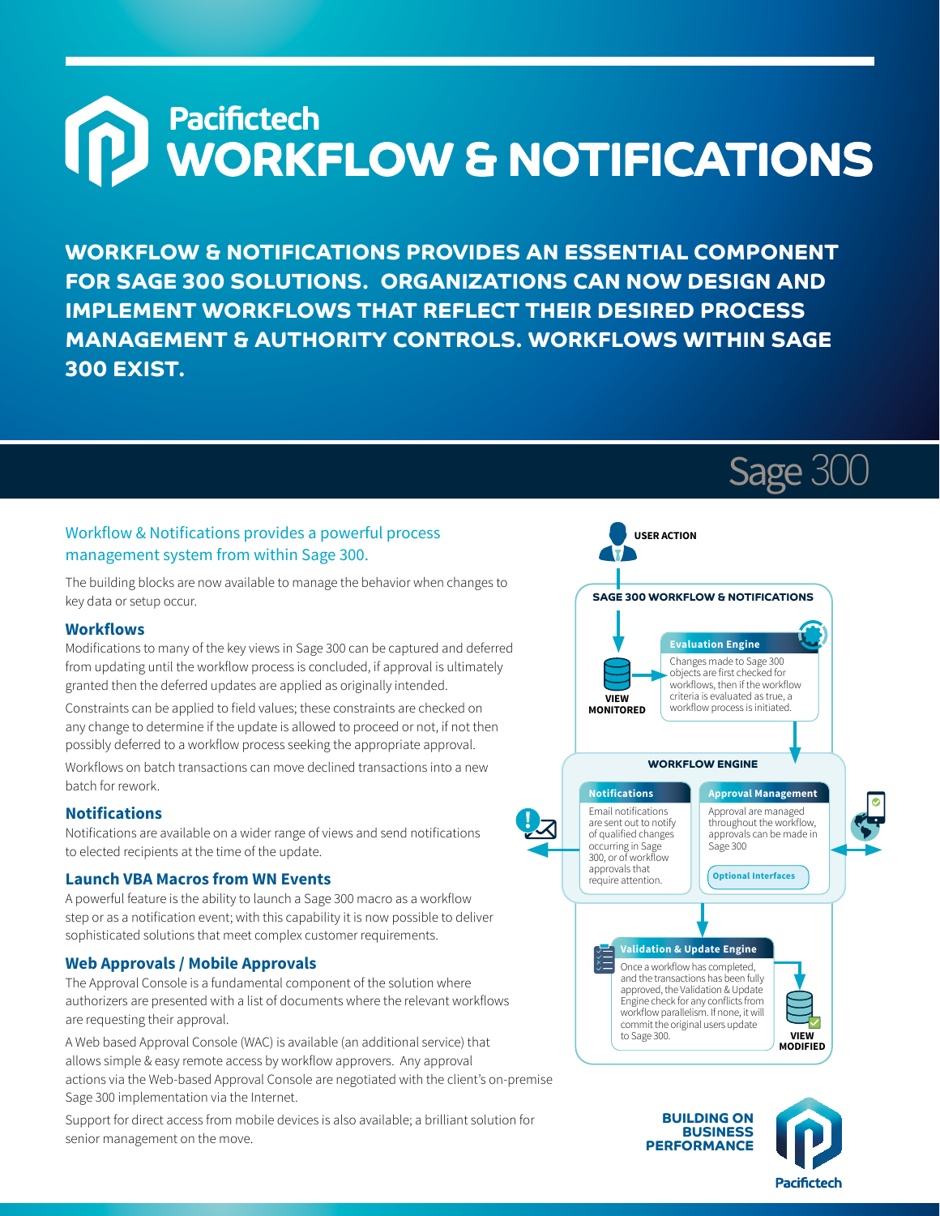# Pacifictech WORKFLOW & NOTIFICATIONS

**WORKFLOW & NOTIFICATIONS PROVIDES AN ESSENTIAL COMPONENT FOR SAGE 300 SOLUTIONS. ORGANIZATIONS CAN NOW DESIGN AND IMPLEMENT WORKFLOWS THAT REFLECT THEIR DESIRED PROCESS MANAGEMENT & AUTHORITY CONTROLS. WORKFLOWS WITHIN SAGE 300 EXIST.**

Sage 300

## Workflow & Notifications provides a powerful process management system from within Sage 300.

The building blocks are now available to manage the behavior when changes to key data or setup occur.

### Workflows

Modifications to many of the key views in Sage 300 can be captured and deferred from updating until the workflow process is concluded, if approval is ultimately granted then the deferred updates are applied as originally intended.

Constraints can be applied to field values; these constraints are checked on any change to determine if the update is allowed to proceed or not, if not then possibly deferred to a workflow process seeking the appropriate approval.

Workflows on batch transactions can move declined transactions into a new batch for rework.

### Notifications

Notifications are available on a wider range of views and send notifications to elected recipients at the time of the update.

### Launch VBA Macros from WN Events

A powerful feature is the ability to launch a Sage 300 macro as a workflow step or as a notification event; with this capability it is now possible to deliver sophisticated solutions that meet complex customer requirements.

### Web Approvals / Mobile Approvals

The Approval Console is a fundamental component of the solution where authorizers are presented with a list of documents where the relevant workflows are requesting their approval.

A Web based Approval Console (WAC) is available (an additional service) that allows simple & easy remote access by workflow approvers. Any approval actions via the Web-based Approval Console are negotiated with the client's on-premise Sage 300 implementation via the Internet.

Support for direct access from mobile devices is also available; a brilliant solution for senior management on the move.

---

**USER ACTION**

**SAGE 300 WORKFLOW & NOTIFICATIONS**

**VIEW MONITORED**

**Evaluation Engine**
Changes made to Sage 300 objects are first checked for workflows, then if the workflow criteria is evaluated as true, a workflow process is initiated.

**WORKFLOW ENGINE**

**Notifications**
Email notifications are sent out to notify of qualified changes occurring in Sage 300, or of workflow approvals that require attention.

**Approval Management**
Approval are managed throughout the workflow, approvals can be made in Sage 300

**Optional Interfaces**

**Validation & Update Engine**
Once a workflow has completed, and the transactions has been fully approved, the Validation & Update Engine check for any conflicts from workflow parallelism. If none, it will commit the original users update to Sage 300.

**VIEW MODIFIED**

**BUILDING ON BUSINESS PERFORMANCE**

Pacifictech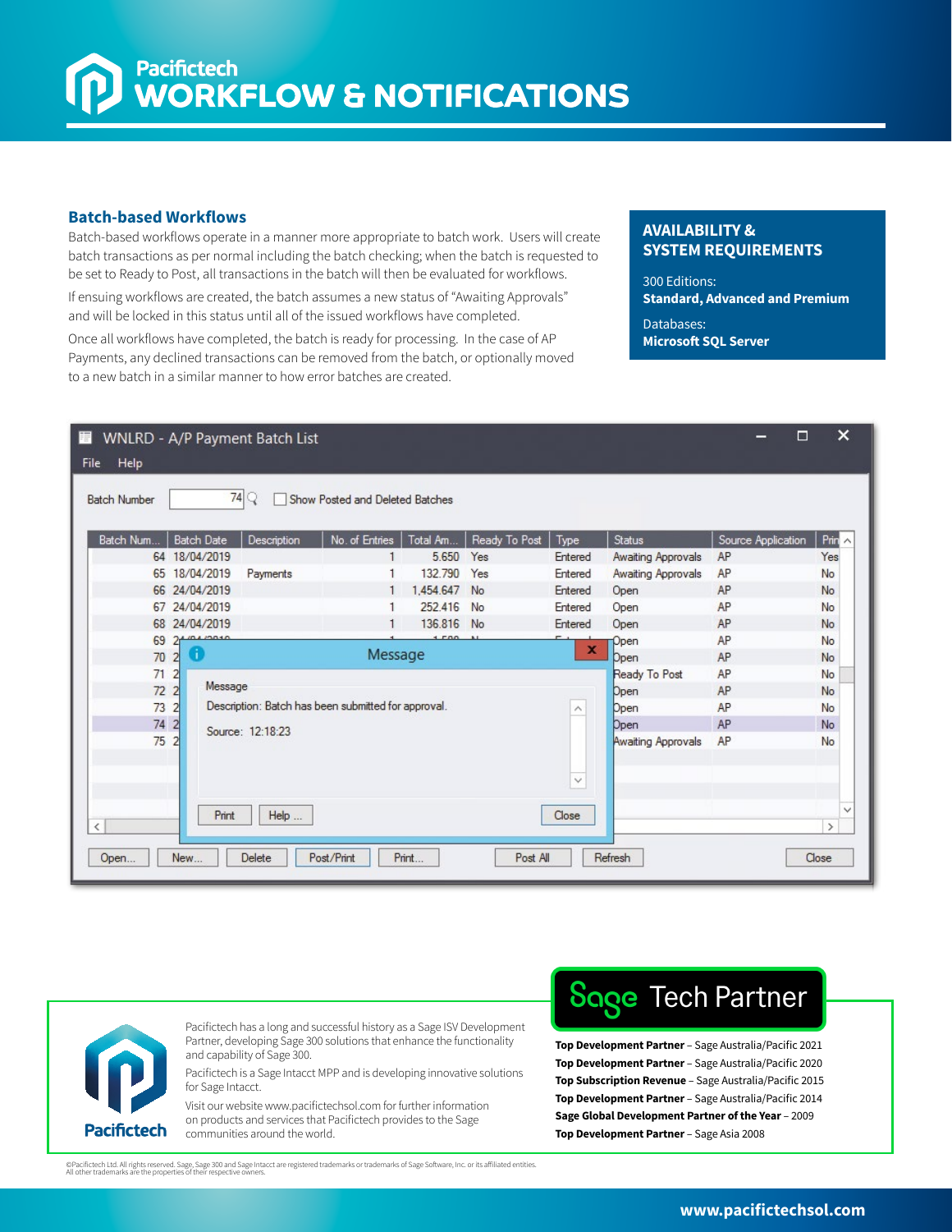# Pacifictech WORKFLOW & NOTIFICATIONS

## Batch-based Workflows

Batch-based workflows operate in a manner more appropriate to batch work. Users will create batch transactions as per normal including the batch checking; when the batch is requested to be set to Ready to Post, all transactions in the batch will then be evaluated for workflows.

If ensuing workflows are created, the batch assumes a new status of “Awaiting Approvals” and will be locked in this status until all of the issued workflows have completed.

Once all workflows have completed, the batch is ready for processing. In the case of AP Payments, any declined transactions can be removed from the batch, or optionally moved to a new batch in a similar manner to how error batches are created.

## AVAILABILITY & SYSTEM REQUIREMENTS

300 Editions:
**Standard, Advanced and Premium**

Databases:
**Microsoft SQL Server**

WNLRD - A/P Payment Batch List

File Help

Batch Number 74 Show Posted and Deleted Batches

| Batch Num... | Batch Date | Description | No. of Entries | Total Am... | Ready To Post | Type | Status | Source Application | Prin |
|---|---|---|---|---|---|---|---|---|---|
| 64 | 18/04/2019 | | 1 | 5.650 | Yes | Entered | Awaiting Approvals | AP | Yes |
| 65 | 18/04/2019 | Payments | 1 | 132.790 | Yes | Entered | Awaiting Approvals | AP | No |
| 66 | 24/04/2019 | | 1 | 1,454.647 | No | Entered | Open | AP | No |
| 67 | 24/04/2019 | | 1 | 252.416 | No | Entered | Open | AP | No |
| 68 | 24/04/2019 | | 1 | 136.816 | No | Entered | Open | AP | No |
| 69 | 2 | | | | | | Open | AP | No |
| 70 | 2 | | | | | | Open | AP | No |
| 71 | 2 | | | | | | Ready To Post | AP | No |
| 72 | 2 | | | | | | Open | AP | No |
| 73 | 2 | | | | | | Open | AP | No |
| 74 | 2 | | | | | | Open | AP | No |
| 75 | 2 | | | | | | Awaiting Approvals | AP | No |

Message

Message

Description: Batch has been submitted for approval.

Source: 12:18:23

Print Help ... Close

Open... New... Delete Post/Print Print... Post All Refresh Close

Pacifictech has a long and successful history as a Sage ISV Development Partner, developing Sage 300 solutions that enhance the functionality and capability of Sage 300.

Pacifictech is a Sage Intacct MPP and is developing innovative solutions for Sage Intacct.

Visit our website www.pacifictechsol.com for further information on products and services that Pacifictech provides to the Sage communities around the world.

Sage Tech Partner

**Top Development Partner** – Sage Australia/Pacific 2021
**Top Development Partner** – Sage Australia/Pacific 2020
**Top Subscription Revenue** – Sage Australia/Pacific 2015
**Top Development Partner** – Sage Australia/Pacific 2014
**Sage Global Development Partner of the Year** – 2009
**Top Development Partner** – Sage Asia 2008

©Pacifictech Ltd. All rights reserved. Sage, Sage 300 and Sage Intacct are registered trademarks or trademarks of Sage Software, Inc. or its affiliated entities. All other trademarks are the properties of their respective owners.

www.pacifictechsol.com